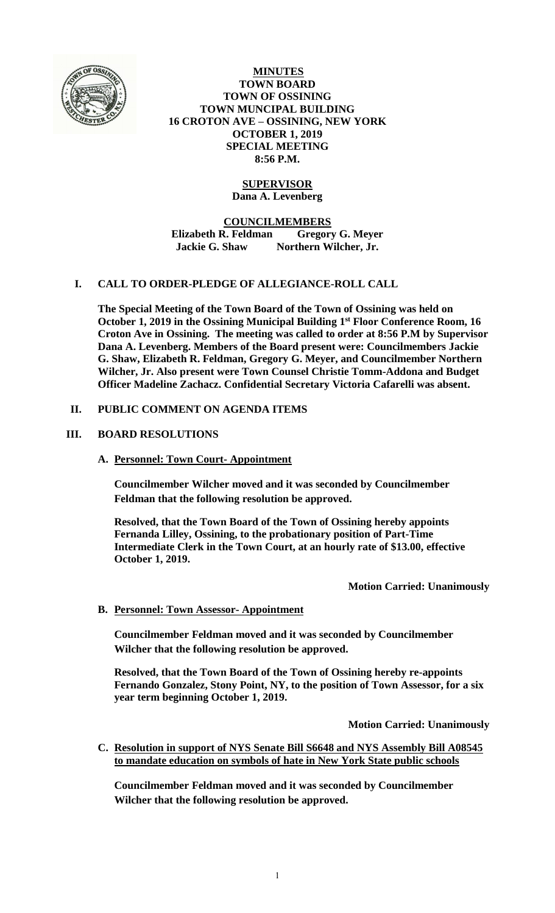**MINUTES**
**TOWN BOARD**
**TOWN OF OSSINING**
**TOWN MUNCIPAL BUILDING**
**16 CROTON AVE – OSSINING, NEW YORK**
**OCTOBER 1, 2019**
**SPECIAL MEETING**
**8:56 P.M.**

**SUPERVISOR**
**Dana A. Levenberg**

**COUNCILMEMBERS**
**Elizabeth R. Feldman Gregory G. Meyer**
**Jackie G. Shaw Northern Wilcher, Jr.**

## I. CALL TO ORDER-PLEDGE OF ALLEGIANCE-ROLL CALL

**The Special Meeting of the Town Board of the Town of Ossining was held on October 1, 2019 in the Ossining Municipal Building 1st Floor Conference Room, 16 Croton Ave in Ossining. The meeting was called to order at 8:56 P.M by Supervisor Dana A. Levenberg. Members of the Board present were: Councilmembers Jackie G. Shaw, Elizabeth R. Feldman, Gregory G. Meyer, and Councilmember Northern Wilcher, Jr. Also present were Town Counsel Christie Tomm-Addona and Budget Officer Madeline Zachacz. Confidential Secretary Victoria Cafarelli was absent.**

## II. PUBLIC COMMENT ON AGENDA ITEMS

## III. BOARD RESOLUTIONS

### A. Personnel: Town Court- Appointment

**Councilmember Wilcher moved and it was seconded by Councilmember Feldman that the following resolution be approved.**

**Resolved, that the Town Board of the Town of Ossining hereby appoints Fernanda Lilley, Ossining, to the probationary position of Part-Time Intermediate Clerk in the Town Court, at an hourly rate of $13.00, effective October 1, 2019.**

**Motion Carried: Unanimously**

### B. Personnel: Town Assessor- Appointment

**Councilmember Feldman moved and it was seconded by Councilmember Wilcher that the following resolution be approved.**

**Resolved, that the Town Board of the Town of Ossining hereby re-appoints Fernando Gonzalez, Stony Point, NY, to the position of Town Assessor, for a six year term beginning October 1, 2019.**

**Motion Carried: Unanimously**

### C. Resolution in support of NYS Senate Bill S6648 and NYS Assembly Bill A08545 to mandate education on symbols of hate in New York State public schools

**Councilmember Feldman moved and it was seconded by Councilmember Wilcher that the following resolution be approved.**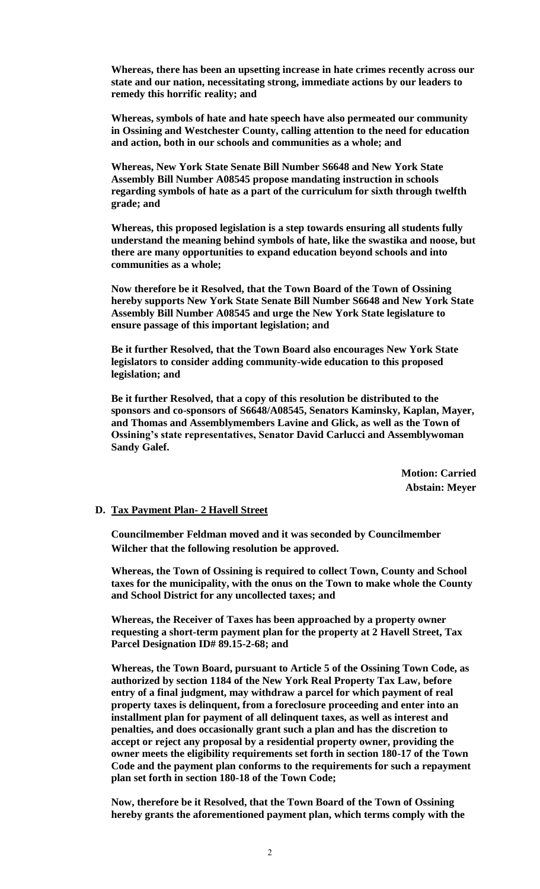**Whereas, there has been an upsetting increase in hate crimes recently across our state and our nation, necessitating strong, immediate actions by our leaders to remedy this horrific reality; and**

**Whereas, symbols of hate and hate speech have also permeated our community in Ossining and Westchester County, calling attention to the need for education and action, both in our schools and communities as a whole; and**

**Whereas, New York State Senate Bill Number S6648 and New York State Assembly Bill Number A08545 propose mandating instruction in schools regarding symbols of hate as a part of the curriculum for sixth through twelfth grade; and**

**Whereas, this proposed legislation is a step towards ensuring all students fully understand the meaning behind symbols of hate, like the swastika and noose, but there are many opportunities to expand education beyond schools and into communities as a whole;**

**Now therefore be it Resolved, that the Town Board of the Town of Ossining hereby supports New York State Senate Bill Number S6648 and New York State Assembly Bill Number A08545 and urge the New York State legislature to ensure passage of this important legislation; and**

**Be it further Resolved, that the Town Board also encourages New York State legislators to consider adding community-wide education to this proposed legislation; and**

**Be it further Resolved, that a copy of this resolution be distributed to the sponsors and co-sponsors of S6648/A08545, Senators Kaminsky, Kaplan, Mayer, and Thomas and Assemblymembers Lavine and Glick, as well as the Town of Ossining's state representatives, Senator David Carlucci and Assemblywoman Sandy Galef.**

**Motion: Carried**
**Abstain: Meyer**

**D. Tax Payment Plan- 2 Havell Street**

**Councilmember Feldman moved and it was seconded by Councilmember Wilcher that the following resolution be approved.**

**Whereas, the Town of Ossining is required to collect Town, County and School taxes for the municipality, with the onus on the Town to make whole the County and School District for any uncollected taxes; and**

**Whereas, the Receiver of Taxes has been approached by a property owner requesting a short-term payment plan for the property at 2 Havell Street, Tax Parcel Designation ID# 89.15-2-68; and**

**Whereas, the Town Board, pursuant to Article 5 of the Ossining Town Code, as authorized by section 1184 of the New York Real Property Tax Law, before entry of a final judgment, may withdraw a parcel for which payment of real property taxes is delinquent, from a foreclosure proceeding and enter into an installment plan for payment of all delinquent taxes, as well as interest and penalties, and does occasionally grant such a plan and has the discretion to accept or reject any proposal by a residential property owner, providing the owner meets the eligibility requirements set forth in section 180-17 of the Town Code and the payment plan conforms to the requirements for such a repayment plan set forth in section 180-18 of the Town Code;**

**Now, therefore be it Resolved, that the Town Board of the Town of Ossining hereby grants the aforementioned payment plan, which terms comply with the**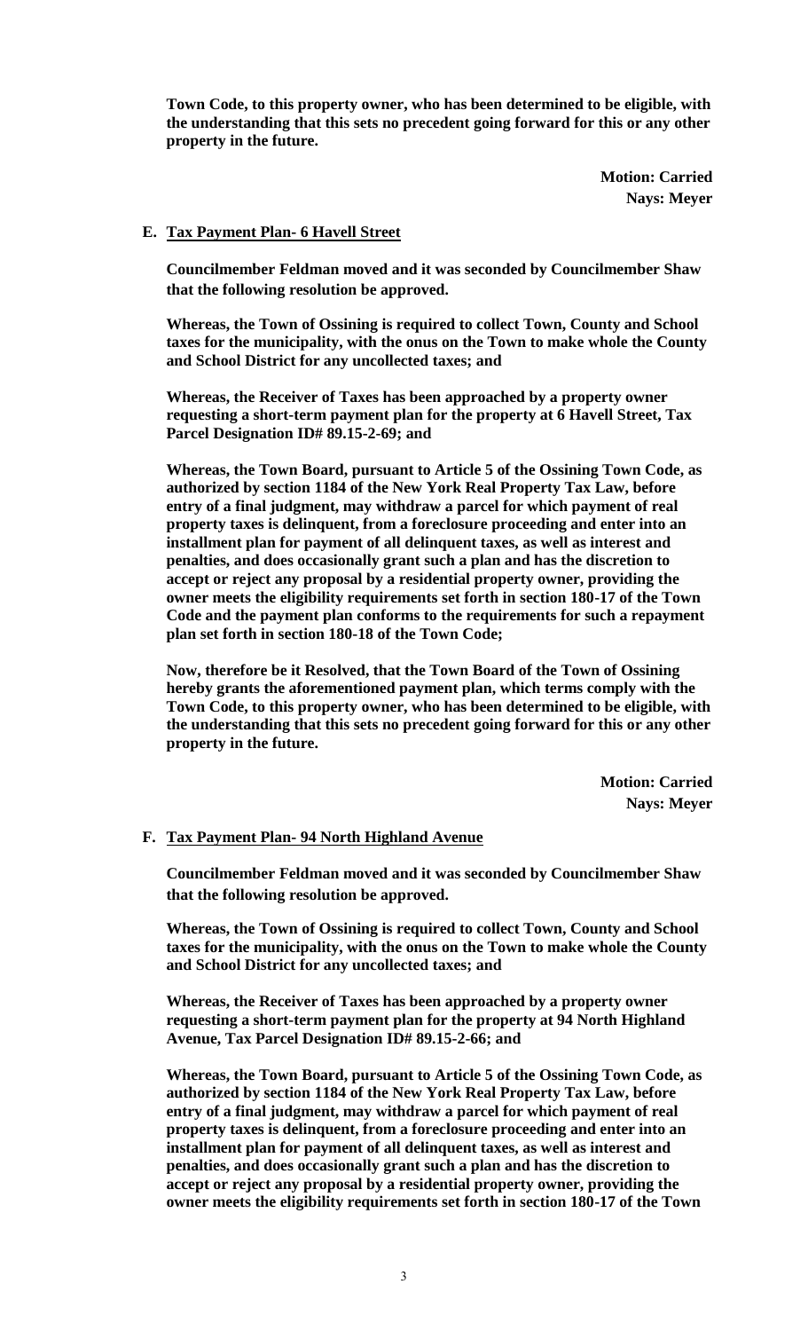**Town Code, to this property owner, who has been determined to be eligible, with the understanding that this sets no precedent going forward for this or any other property in the future.**

**Motion: Carried**
**Nays: Meyer**

**E. Tax Payment Plan- 6 Havell Street**

**Councilmember Feldman moved and it was seconded by Councilmember Shaw that the following resolution be approved.**

**Whereas, the Town of Ossining is required to collect Town, County and School taxes for the municipality, with the onus on the Town to make whole the County and School District for any uncollected taxes; and**

**Whereas, the Receiver of Taxes has been approached by a property owner requesting a short-term payment plan for the property at 6 Havell Street, Tax Parcel Designation ID# 89.15-2-69; and**

**Whereas, the Town Board, pursuant to Article 5 of the Ossining Town Code, as authorized by section 1184 of the New York Real Property Tax Law, before entry of a final judgment, may withdraw a parcel for which payment of real property taxes is delinquent, from a foreclosure proceeding and enter into an installment plan for payment of all delinquent taxes, as well as interest and penalties, and does occasionally grant such a plan and has the discretion to accept or reject any proposal by a residential property owner, providing the owner meets the eligibility requirements set forth in section 180-17 of the Town Code and the payment plan conforms to the requirements for such a repayment plan set forth in section 180-18 of the Town Code;**

**Now, therefore be it Resolved, that the Town Board of the Town of Ossining hereby grants the aforementioned payment plan, which terms comply with the Town Code, to this property owner, who has been determined to be eligible, with the understanding that this sets no precedent going forward for this or any other property in the future.**

**Motion: Carried**
**Nays: Meyer**

**F. Tax Payment Plan- 94 North Highland Avenue**

**Councilmember Feldman moved and it was seconded by Councilmember Shaw that the following resolution be approved.**

**Whereas, the Town of Ossining is required to collect Town, County and School taxes for the municipality, with the onus on the Town to make whole the County and School District for any uncollected taxes; and**

**Whereas, the Receiver of Taxes has been approached by a property owner requesting a short-term payment plan for the property at 94 North Highland Avenue, Tax Parcel Designation ID# 89.15-2-66; and**

**Whereas, the Town Board, pursuant to Article 5 of the Ossining Town Code, as authorized by section 1184 of the New York Real Property Tax Law, before entry of a final judgment, may withdraw a parcel for which payment of real property taxes is delinquent, from a foreclosure proceeding and enter into an installment plan for payment of all delinquent taxes, as well as interest and penalties, and does occasionally grant such a plan and has the discretion to accept or reject any proposal by a residential property owner, providing the owner meets the eligibility requirements set forth in section 180-17 of the Town**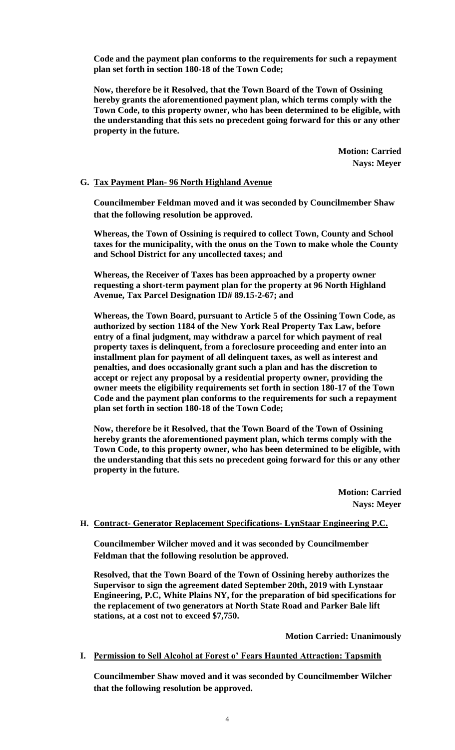**Code and the payment plan conforms to the requirements for such a repayment plan set forth in section 180-18 of the Town Code;**

**Now, therefore be it Resolved, that the Town Board of the Town of Ossining hereby grants the aforementioned payment plan, which terms comply with the Town Code, to this property owner, who has been determined to be eligible, with the understanding that this sets no precedent going forward for this or any other property in the future.**

**Motion: Carried**
**Nays: Meyer**

**G. Tax Payment Plan- 96 North Highland Avenue**

**Councilmember Feldman moved and it was seconded by Councilmember Shaw that the following resolution be approved.**

**Whereas, the Town of Ossining is required to collect Town, County and School taxes for the municipality, with the onus on the Town to make whole the County and School District for any uncollected taxes; and**

**Whereas, the Receiver of Taxes has been approached by a property owner requesting a short-term payment plan for the property at 96 North Highland Avenue, Tax Parcel Designation ID# 89.15-2-67; and**

**Whereas, the Town Board, pursuant to Article 5 of the Ossining Town Code, as authorized by section 1184 of the New York Real Property Tax Law, before entry of a final judgment, may withdraw a parcel for which payment of real property taxes is delinquent, from a foreclosure proceeding and enter into an installment plan for payment of all delinquent taxes, as well as interest and penalties, and does occasionally grant such a plan and has the discretion to accept or reject any proposal by a residential property owner, providing the owner meets the eligibility requirements set forth in section 180-17 of the Town Code and the payment plan conforms to the requirements for such a repayment plan set forth in section 180-18 of the Town Code;**

**Now, therefore be it Resolved, that the Town Board of the Town of Ossining hereby grants the aforementioned payment plan, which terms comply with the Town Code, to this property owner, who has been determined to be eligible, with the understanding that this sets no precedent going forward for this or any other property in the future.**

**Motion: Carried**
**Nays: Meyer**

**H. Contract- Generator Replacement Specifications- LynStaar Engineering P.C.**

**Councilmember Wilcher moved and it was seconded by Councilmember Feldman that the following resolution be approved.**

**Resolved, that the Town Board of the Town of Ossining hereby authorizes the Supervisor to sign the agreement dated September 20th, 2019 with Lynstaar Engineering, P.C, White Plains NY, for the preparation of bid specifications for the replacement of two generators at North State Road and Parker Bale lift stations, at a cost not to exceed $7,750.**

**Motion Carried: Unanimously**

**I. Permission to Sell Alcohol at Forest o' Fears Haunted Attraction: Tapsmith**

**Councilmember Shaw moved and it was seconded by Councilmember Wilcher that the following resolution be approved.**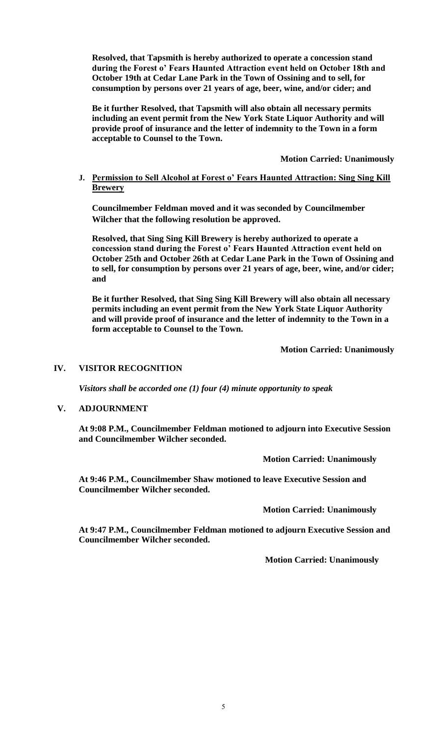**Resolved, that Tapsmith is hereby authorized to operate a concession stand during the Forest o' Fears Haunted Attraction event held on October 18th and October 19th at Cedar Lane Park in the Town of Ossining and to sell, for consumption by persons over 21 years of age, beer, wine, and/or cider; and**

**Be it further Resolved, that Tapsmith will also obtain all necessary permits including an event permit from the New York State Liquor Authority and will provide proof of insurance and the letter of indemnity to the Town in a form acceptable to Counsel to the Town.**

**Motion Carried: Unanimously**

**J. Permission to Sell Alcohol at Forest o' Fears Haunted Attraction: Sing Sing Kill Brewery**

**Councilmember Feldman moved and it was seconded by Councilmember Wilcher that the following resolution be approved.**

**Resolved, that Sing Sing Kill Brewery is hereby authorized to operate a concession stand during the Forest o' Fears Haunted Attraction event held on October 25th and October 26th at Cedar Lane Park in the Town of Ossining and to sell, for consumption by persons over 21 years of age, beer, wine, and/or cider; and**

**Be it further Resolved, that Sing Sing Kill Brewery will also obtain all necessary permits including an event permit from the New York State Liquor Authority and will provide proof of insurance and the letter of indemnity to the Town in a form acceptable to Counsel to the Town.**

**Motion Carried: Unanimously**

## IV. VISITOR RECOGNITION

***Visitors shall be accorded one (1) four (4) minute opportunity to speak***

## V. ADJOURNMENT

**At 9:08 P.M., Councilmember Feldman motioned to adjourn into Executive Session and Councilmember Wilcher seconded.**

**Motion Carried: Unanimously**

**At 9:46 P.M., Councilmember Shaw motioned to leave Executive Session and Councilmember Wilcher seconded.**

**Motion Carried: Unanimously**

**At 9:47 P.M., Councilmember Feldman motioned to adjourn Executive Session and Councilmember Wilcher seconded.**

**Motion Carried: Unanimously**